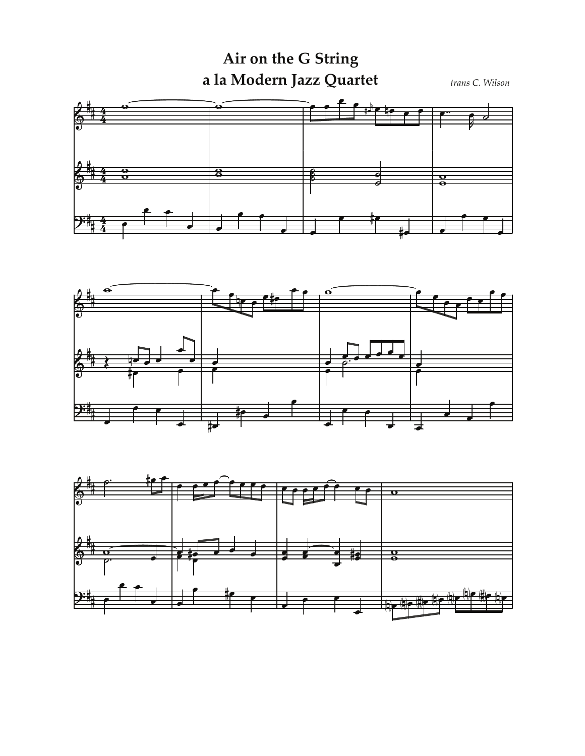# Air on the G String
## a la Modern Jazz Quartet

*trans C. Wilson*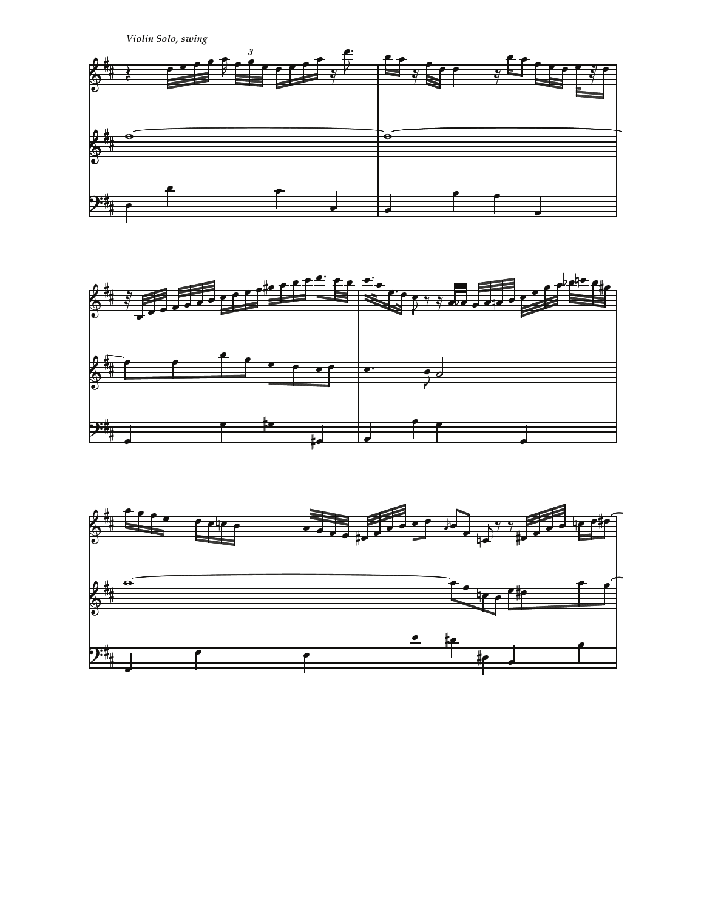*Violin Solo, swing*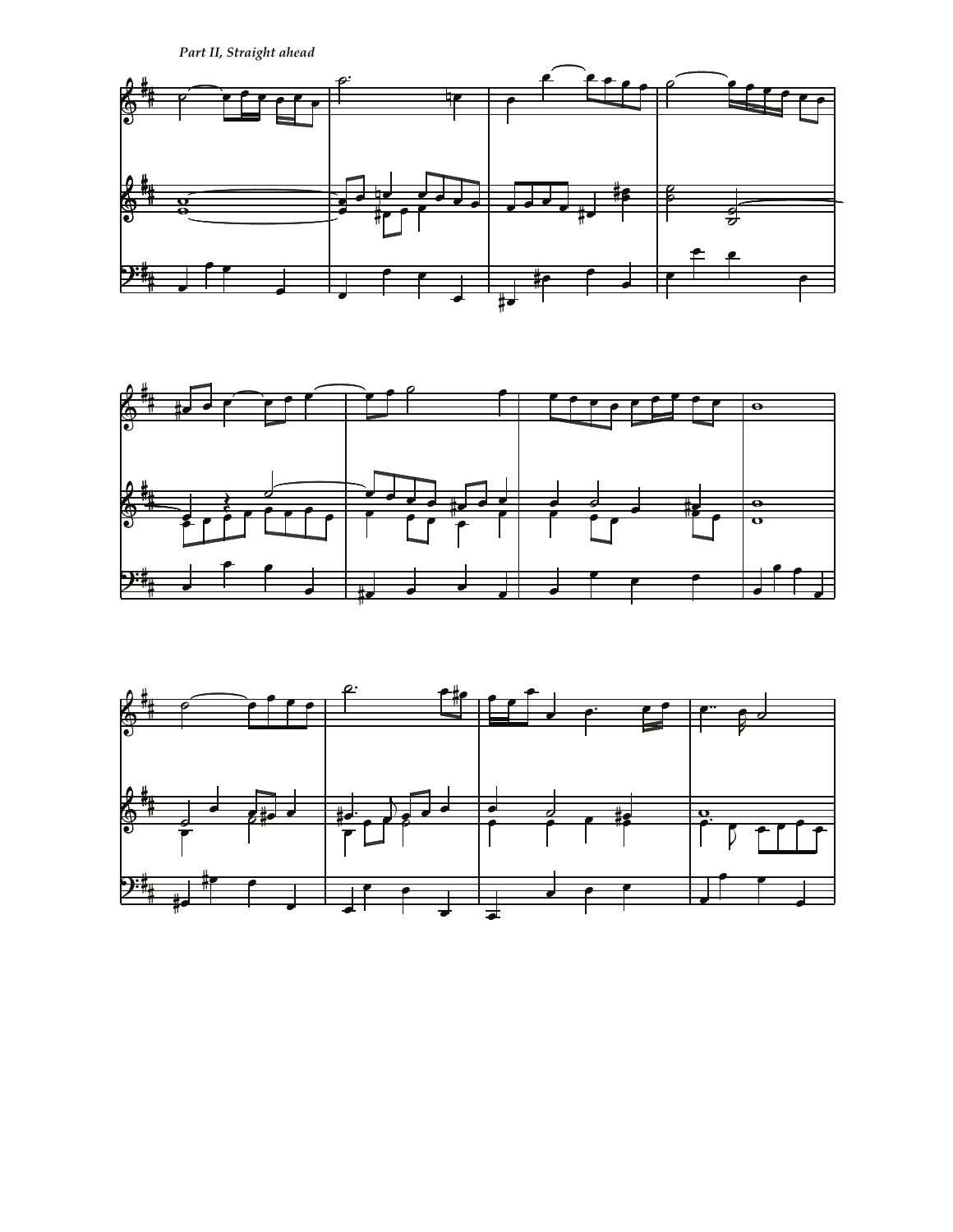*Part II, Straight ahead*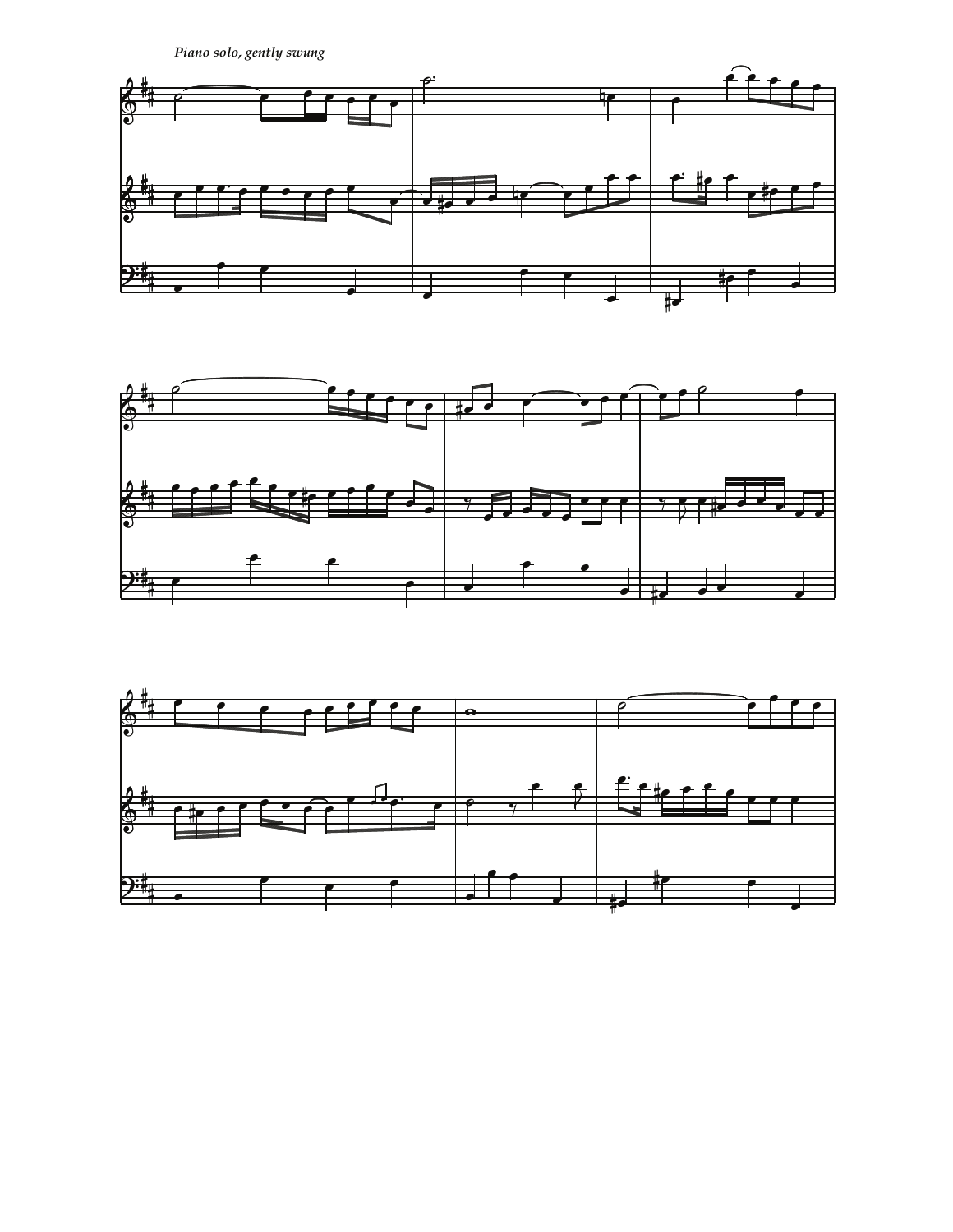*Piano solo, gently swung*